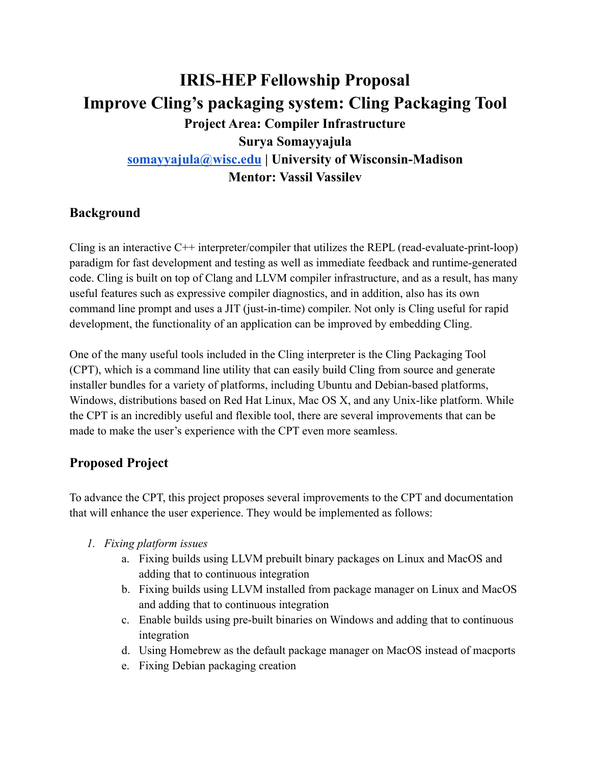# IRIS-HEP Fellowship Proposal

# Improve Cling's packaging system: Cling Packaging Tool

**Project Area: Compiler Infrastructure**

**Surya Somayyajula**

**[somayyajula@wisc.edu](mailto:somayyajula@wisc.edu) | University of Wisconsin-Madison**

**Mentor: Vassil Vassilev**

## Background

Cling is an interactive C++ interpreter/compiler that utilizes the REPL (read-evaluate-print-loop) paradigm for fast development and testing as well as immediate feedback and runtime-generated code. Cling is built on top of Clang and LLVM compiler infrastructure, and as a result, has many useful features such as expressive compiler diagnostics, and in addition, also has its own command line prompt and uses a JIT (just-in-time) compiler. Not only is Cling useful for rapid development, the functionality of an application can be improved by embedding Cling.

One of the many useful tools included in the Cling interpreter is the Cling Packaging Tool (CPT), which is a command line utility that can easily build Cling from source and generate installer bundles for a variety of platforms, including Ubuntu and Debian-based platforms, Windows, distributions based on Red Hat Linux, Mac OS X, and any Unix-like platform. While the CPT is an incredibly useful and flexible tool, there are several improvements that can be made to make the user's experience with the CPT even more seamless.

## Proposed Project

To advance the CPT, this project proposes several improvements to the CPT and documentation that will enhance the user experience. They would be implemented as follows:

1. *Fixing platform issues*
    a. Fixing builds using LLVM prebuilt binary packages on Linux and MacOS and adding that to continuous integration
    b. Fixing builds using LLVM installed from package manager on Linux and MacOS and adding that to continuous integration
    c. Enable builds using pre-built binaries on Windows and adding that to continuous integration
    d. Using Homebrew as the default package manager on MacOS instead of macports
    e. Fixing Debian packaging creation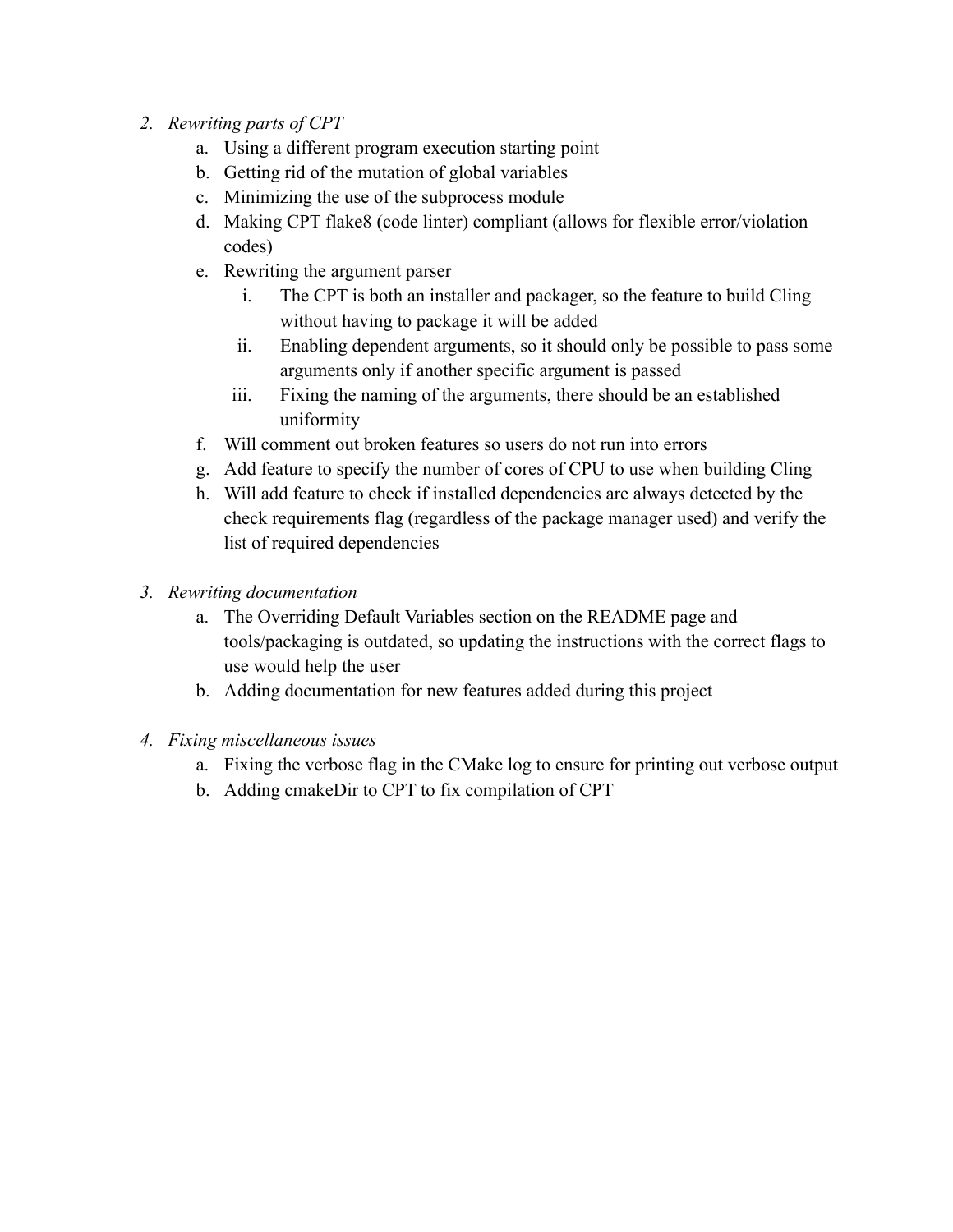2. *Rewriting parts of CPT*
    a. Using a different program execution starting point
    b. Getting rid of the mutation of global variables
    c. Minimizing the use of the subprocess module
    d. Making CPT flake8 (code linter) compliant (allows for flexible error/violation codes)
    e. Rewriting the argument parser
        i. The CPT is both an installer and packager, so the feature to build Cling without having to package it will be added
        ii. Enabling dependent arguments, so it should only be possible to pass some arguments only if another specific argument is passed
        iii. Fixing the naming of the arguments, there should be an established uniformity
    f. Will comment out broken features so users do not run into errors
    g. Add feature to specify the number of cores of CPU to use when building Cling
    h. Will add feature to check if installed dependencies are always detected by the check requirements flag (regardless of the package manager used) and verify the list of required dependencies

3. *Rewriting documentation*
    a. The Overriding Default Variables section on the README page and tools/packaging is outdated, so updating the instructions with the correct flags to use would help the user
    b. Adding documentation for new features added during this project

4. *Fixing miscellaneous issues*
    a. Fixing the verbose flag in the CMake log to ensure for printing out verbose output
    b. Adding cmakeDir to CPT to fix compilation of CPT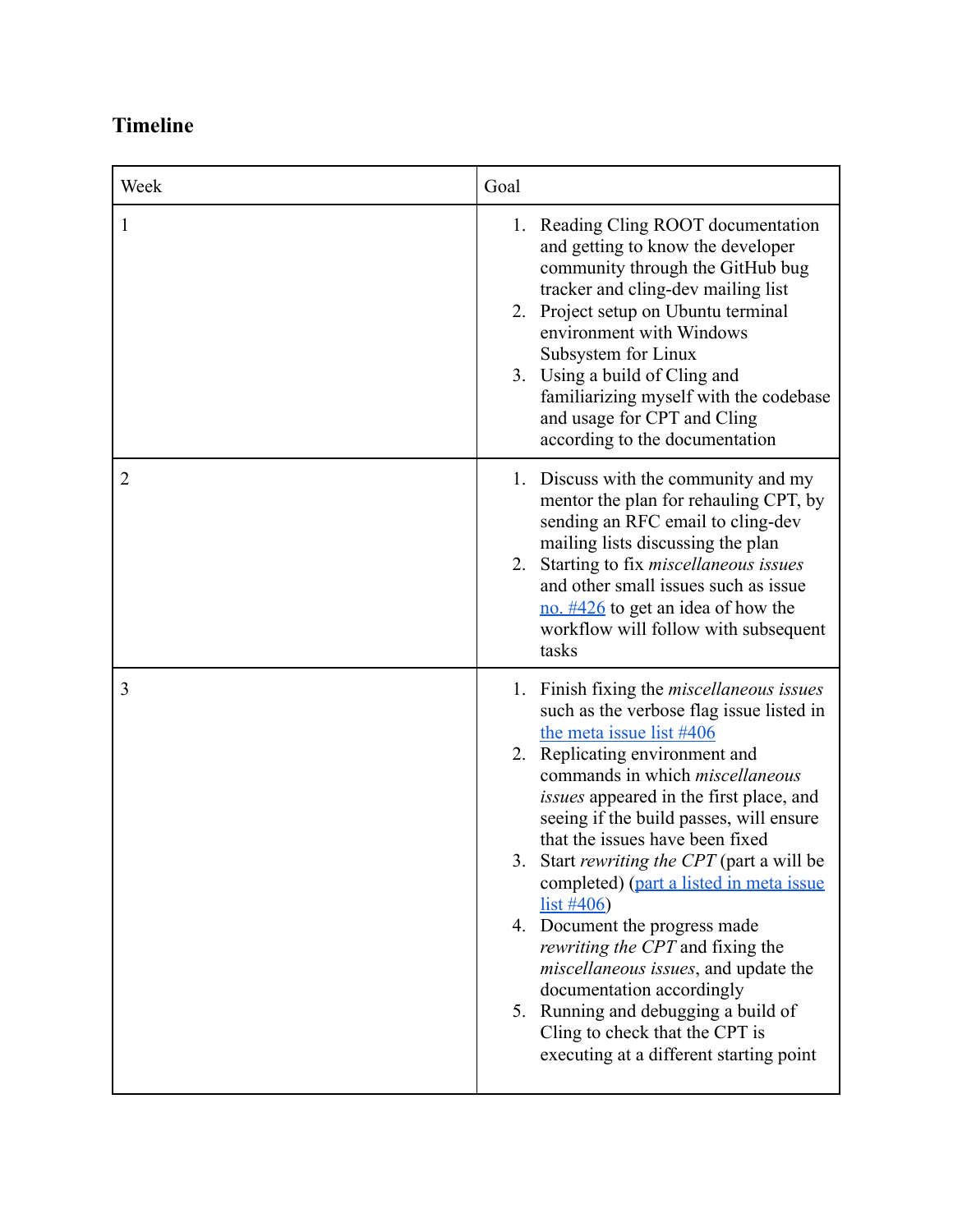### Timeline

| Week | Goal |
| --- | --- |
| 1 | 1. Reading Cling ROOT documentation and getting to know the developer community through the GitHub bug tracker and cling-dev mailing list<br>2. Project setup on Ubuntu terminal environment with Windows Subsystem for Linux<br>3. Using a build of Cling and familiarizing myself with the codebase and usage for CPT and Cling according to the documentation |
| 2 | 1. Discuss with the community and my mentor the plan for rehauling CPT, by sending an RFC email to cling-dev mailing lists discussing the plan<br>2. Starting to fix *miscellaneous issues* and other small issues such as issue no. #426 to get an idea of how the workflow will follow with subsequent tasks |
| 3 | 1. Finish fixing the *miscellaneous issues* such as the verbose flag issue listed in the meta issue list #406<br>2. Replicating environment and commands in which *miscellaneous issues* appeared in the first place, and seeing if the build passes, will ensure that the issues have been fixed<br>3. Start *rewriting the CPT* (part a will be completed) (part a listed in meta issue list #406)<br>4. Document the progress made *rewriting the CPT* and fixing the *miscellaneous issues*, and update the documentation accordingly<br>5. Running and debugging a build of Cling to check that the CPT is executing at a different starting point |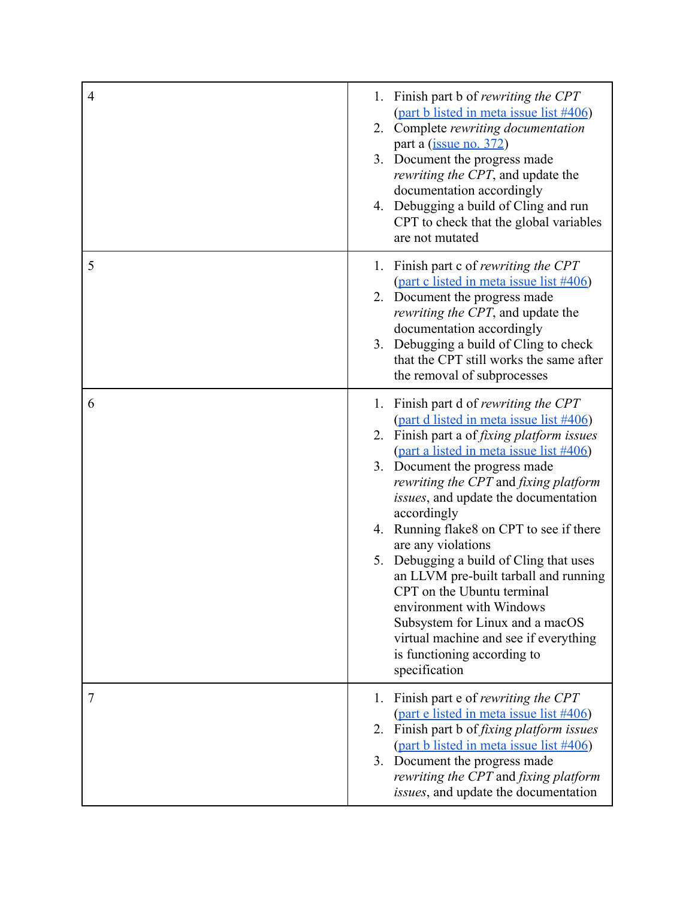| | |
|---|---|
| 4 | 1. Finish part b of *rewriting the CPT* (part b listed in meta issue list #406)<br>2. Complete *rewriting documentation* part a (issue no. 372)<br>3. Document the progress made *rewriting the CPT*, and update the documentation accordingly<br>4. Debugging a build of Cling and run CPT to check that the global variables are not mutated |
| 5 | 1. Finish part c of *rewriting the CPT* (part c listed in meta issue list #406)<br>2. Document the progress made *rewriting the CPT*, and update the documentation accordingly<br>3. Debugging a build of Cling to check that the CPT still works the same after the removal of subprocesses |
| 6 | 1. Finish part d of *rewriting the CPT* (part d listed in meta issue list #406)<br>2. Finish part a of *fixing platform issues* (part a listed in meta issue list #406)<br>3. Document the progress made *rewriting the CPT* and *fixing platform issues*, and update the documentation accordingly<br>4. Running flake8 on CPT to see if there are any violations<br>5. Debugging a build of Cling that uses an LLVM pre-built tarball and running CPT on the Ubuntu terminal environment with Windows Subsystem for Linux and a macOS virtual machine and see if everything is functioning according to specification |
| 7 | 1. Finish part e of *rewriting the CPT* (part e listed in meta issue list #406)<br>2. Finish part b of *fixing platform issues* (part b listed in meta issue list #406)<br>3. Document the progress made *rewriting the CPT* and *fixing platform issues*, and update the documentation |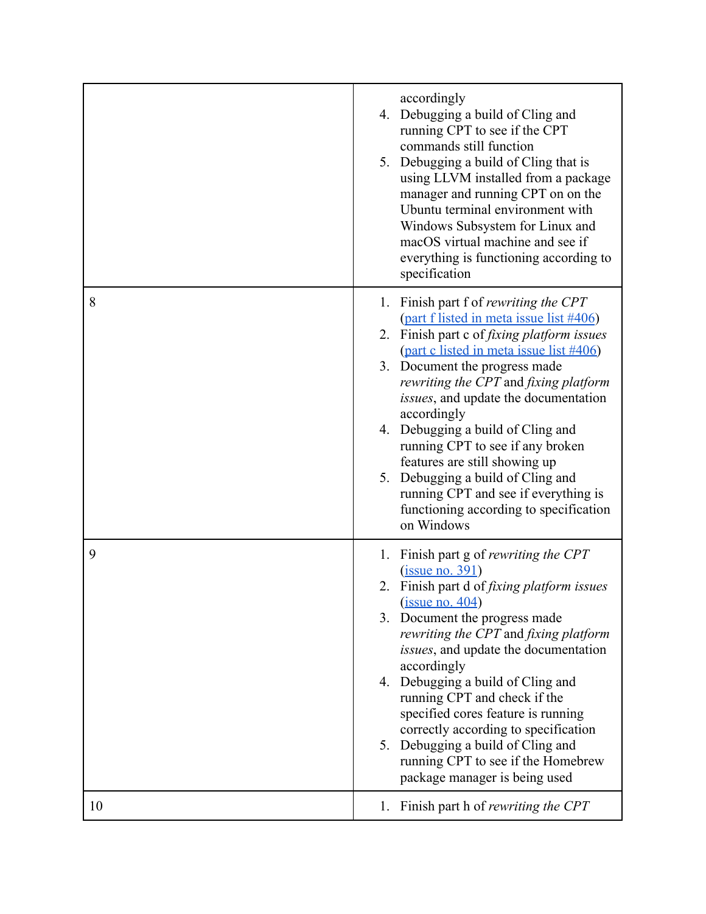| | |
|---|---|
| | accordingly<br>4. Debugging a build of Cling and running CPT to see if the CPT commands still function<br>5. Debugging a build of Cling that is using LLVM installed from a package manager and running CPT on on the Ubuntu terminal environment with Windows Subsystem for Linux and macOS virtual machine and see if everything is functioning according to specification |
| 8 | 1. Finish part f of *rewriting the CPT* (part f listed in meta issue list #406)<br>2. Finish part c of *fixing platform issues* (part c listed in meta issue list #406)<br>3. Document the progress made *rewriting the CPT* and *fixing platform issues*, and update the documentation accordingly<br>4. Debugging a build of Cling and running CPT to see if any broken features are still showing up<br>5. Debugging a build of Cling and running CPT and see if everything is functioning according to specification on Windows |
| 9 | 1. Finish part g of *rewriting the CPT* (issue no. 391)<br>2. Finish part d of *fixing platform issues* (issue no. 404)<br>3. Document the progress made *rewriting the CPT* and *fixing platform issues*, and update the documentation accordingly<br>4. Debugging a build of Cling and running CPT and check if the specified cores feature is running correctly according to specification<br>5. Debugging a build of Cling and running CPT to see if the Homebrew package manager is being used |
| 10 | 1. Finish part h of *rewriting the CPT* |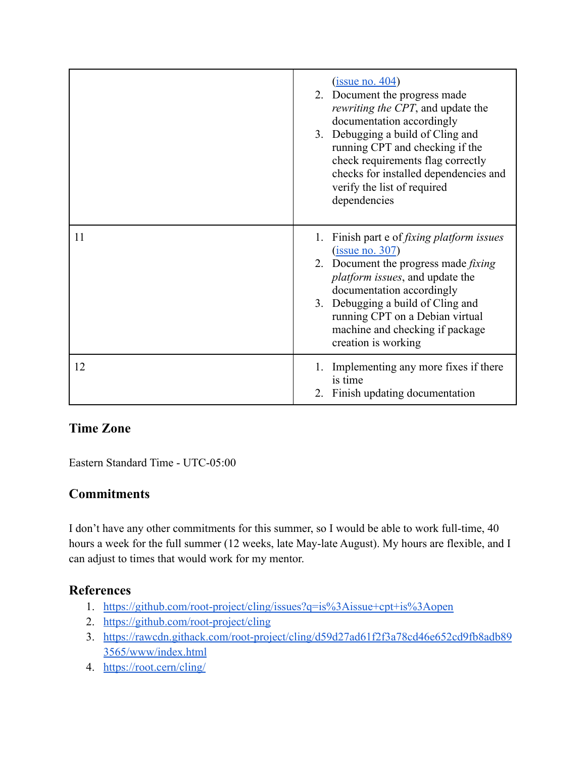| | |
|---|---|
| | (issue no. 404)<br>2. Document the progress made *rewriting the CPT*, and update the documentation accordingly<br>3. Debugging a build of Cling and running CPT and checking if the check requirements flag correctly checks for installed dependencies and verify the list of required dependencies |
| 11 | 1. Finish part e of *fixing platform issues* (issue no. 307)<br>2. Document the progress made *fixing platform issues*, and update the documentation accordingly<br>3. Debugging a build of Cling and running CPT on a Debian virtual machine and checking if package creation is working |
| 12 | 1. Implementing any more fixes if there is time<br>2. Finish updating documentation |

## Time Zone

Eastern Standard Time - UTC-05:00

## Commitments

I don't have any other commitments for this summer, so I would be able to work full-time, 40 hours a week for the full summer (12 weeks, late May-late August). My hours are flexible, and I can adjust to times that would work for my mentor.

## References

1. https://github.com/root-project/cling/issues?q=is%3Aissue+cpt+is%3Aopen
2. https://github.com/root-project/cling
3. https://rawcdn.githack.com/root-project/cling/d59d27ad61f2f3a78cd46e652cd9fb8adb893565/www/index.html
4. https://root.cern/cling/